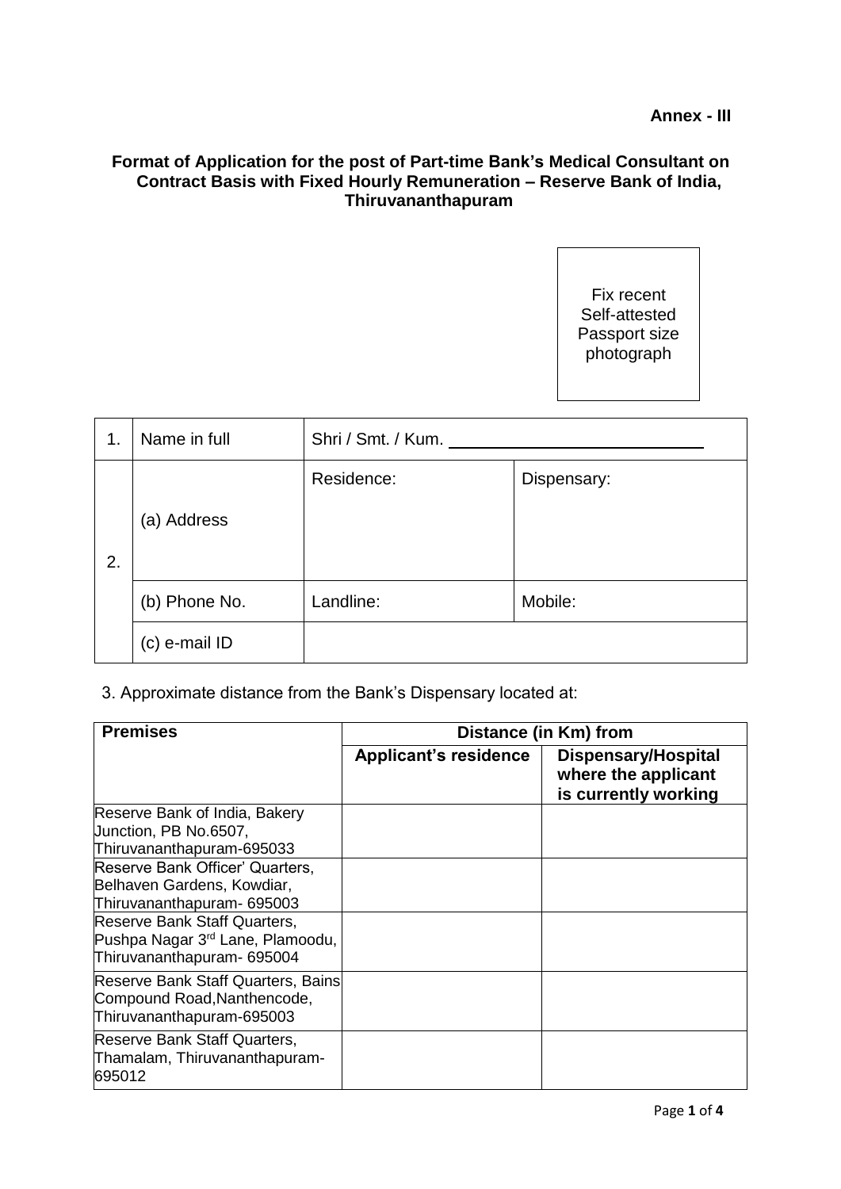**Annex - III**

**Format of Application for the post of Part-time Bank's Medical Consultant on Contract Basis with Fixed Hourly Remuneration – Reserve Bank of India, Thiruvananthapuram**

Fix recent Self-attested Passport size photograph

| 1. | Name in full | Shri / Smt. / Kum. ____________________ | |
|---|---|---|---|
| 2. | (a) Address | Residence: | Dispensary: |
| | (b) Phone No. | Landline: | Mobile: |
| | (c) e-mail ID | | |

3. Approximate distance from the Bank's Dispensary located at:

| Premises | Distance (in Km) from | |
|---|---|---|
| | **Applicant's residence** | **Dispensary/Hospital where the applicant is currently working** |
| Reserve Bank of India, Bakery Junction, PB No.6507, Thiruvananthapuram-695033 | | |
| Reserve Bank Officer' Quarters, Belhaven Gardens, Kowdiar, Thiruvananthapuram- 695003 | | |
| Reserve Bank Staff Quarters, Pushpa Nagar 3rd Lane, Plamoodu, Thiruvananthapuram- 695004 | | |
| Reserve Bank Staff Quarters, Bains Compound Road,Nanthencode, Thiruvananthapuram-695003 | | |
| Reserve Bank Staff Quarters, Thamalam, Thiruvananthapuram-695012 | | |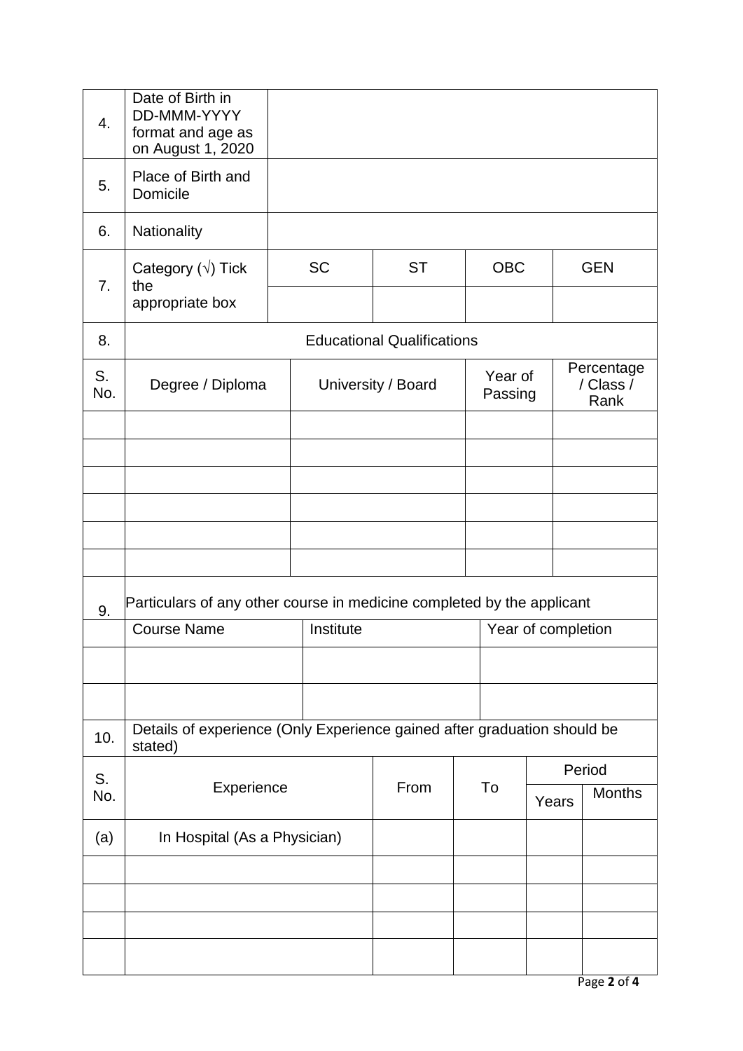| | | | | | |
|---|---|---|---|---|---|
| 4. | Date of Birth in DD-MMM-YYYY format and age as on August 1, 2020 | | | | |
| 5. | Place of Birth and Domicile | | | | |
| 6. | Nationality | | | | |
| 7. | Category (√) Tick the appropriate box | SC | ST | OBC | GEN |
| | | | | | |

| 8. | Educational Qualifications | | | |
|---|---|---|---|---|
| S. No. | Degree / Diploma | University / Board | Year of Passing | Percentage / Class / Rank |
| | | | | |
| | | | | |
| | | | | |
| | | | | |
| | | | | |
| | | | | |

| 9. | Particulars of any other course in medicine completed by the applicant | | |
|---|---|---|---|
| | Course Name | Institute | Year of completion |
| | | | |
| | | | |

| 10. | Details of experience (Only Experience gained after graduation should be stated) | | | | |
|---|---|---|---|---|---|
| S. No. | Experience | From | To | Period | |
| | | | | Years | Months |
| (a) | In Hospital (As a Physician) | | | | |
| | | | | | |
| | | | | | |
| | | | | | |
| | | | | | |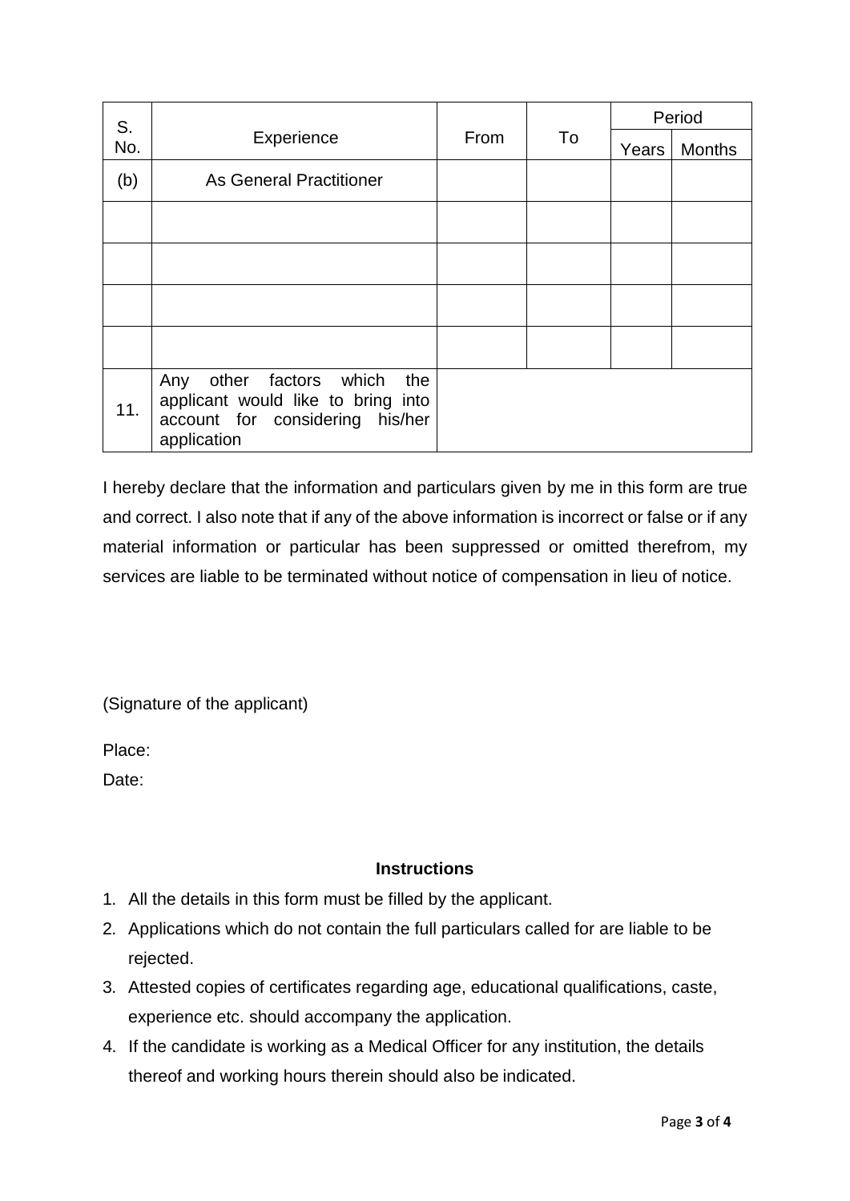| S. No. | Experience | From | To | Period | |
|---|---|---|---|---|---|
| | | | | Years | Months |
| (b) | As General Practitioner | | | | |
| | | | | | |
| | | | | | |
| | | | | | |
| | | | | | |
| 11. | Any other factors which the applicant would like to bring into account for considering his/her application | | | | |

I hereby declare that the information and particulars given by me in this form are true and correct. I also note that if any of the above information is incorrect or false or if any material information or particular has been suppressed or omitted therefrom, my services are liable to be terminated without notice of compensation in lieu of notice.

(Signature of the applicant)

Place:

Date:

**Instructions**

1. All the details in this form must be filled by the applicant.
2. Applications which do not contain the full particulars called for are liable to be rejected.
3. Attested copies of certificates regarding age, educational qualifications, caste, experience etc. should accompany the application.
4. If the candidate is working as a Medical Officer for any institution, the details thereof and working hours therein should also be indicated.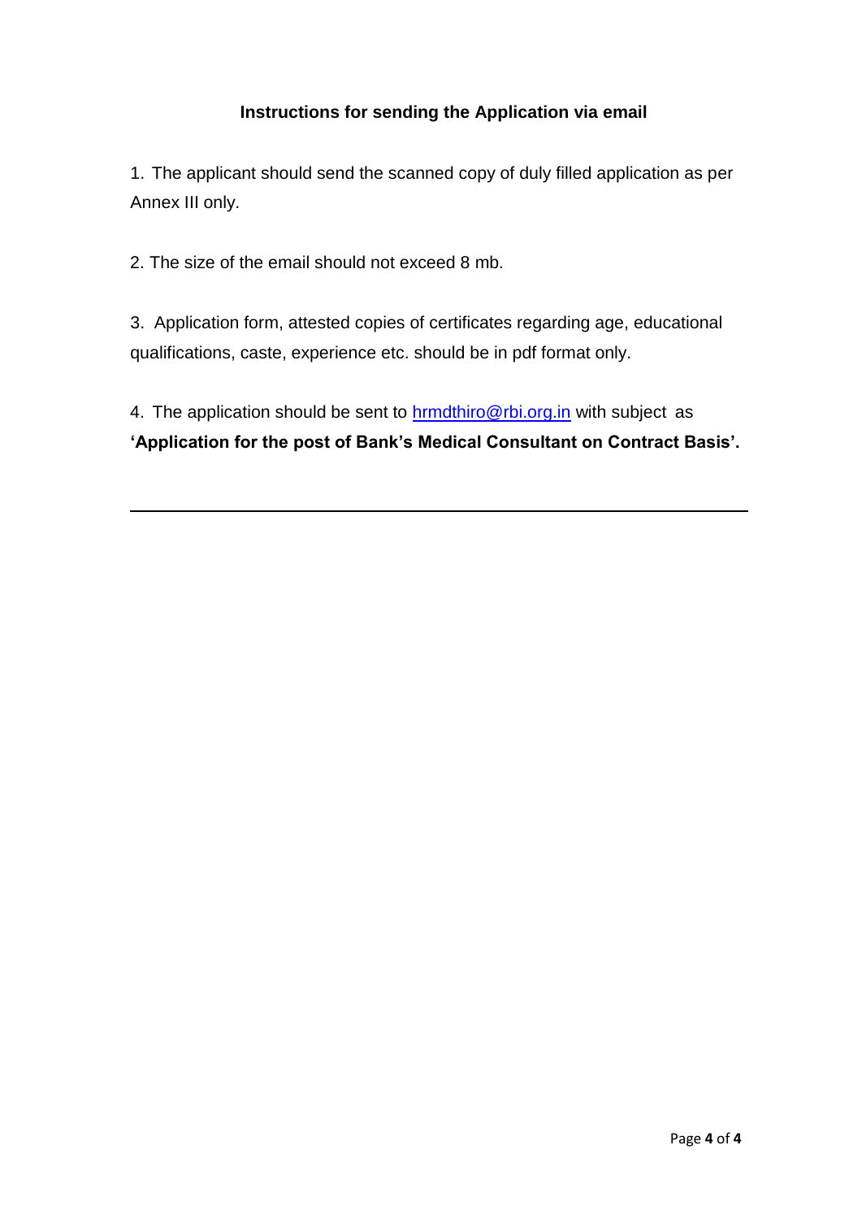## Instructions for sending the Application via email

1. The applicant should send the scanned copy of duly filled application as per Annex III only.

2. The size of the email should not exceed 8 mb.

3. Application form, attested copies of certificates regarding age, educational qualifications, caste, experience etc. should be in pdf format only.

4. The application should be sent to hrmdthiro@rbi.org.in with subject as **'Application for the post of Bank's Medical Consultant on Contract Basis'.**

---